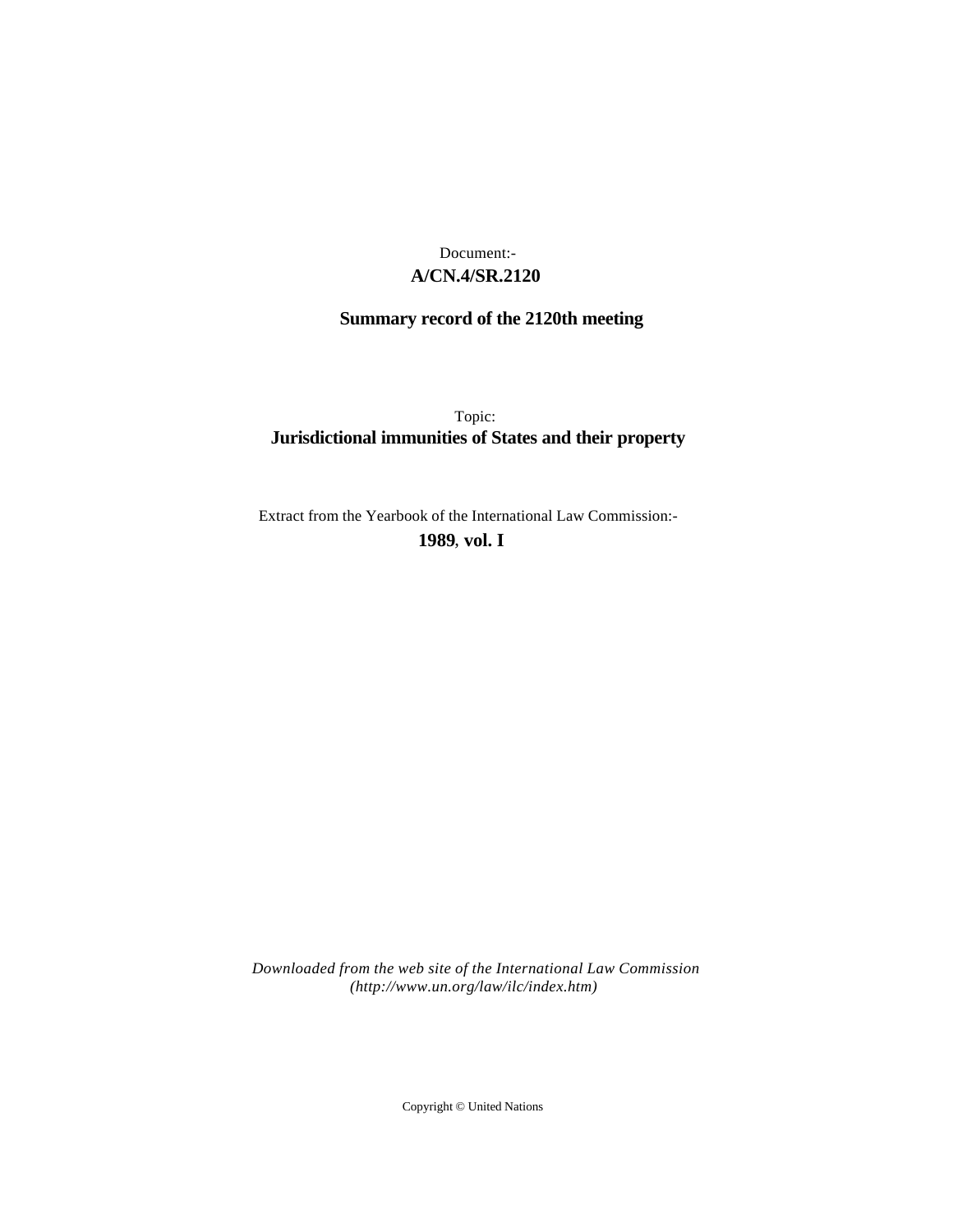Document:-

**A/CN.4/SR.2120**

**Summary record of the 2120th meeting**

Topic:

**Jurisdictional immunities of States and their property**

Extract from the Yearbook of the International Law Commission:-

**1989, vol. I**

*Downloaded from the web site of the International Law Commission (http://www.un.org/law/ilc/index.htm)*

Copyright © United Nations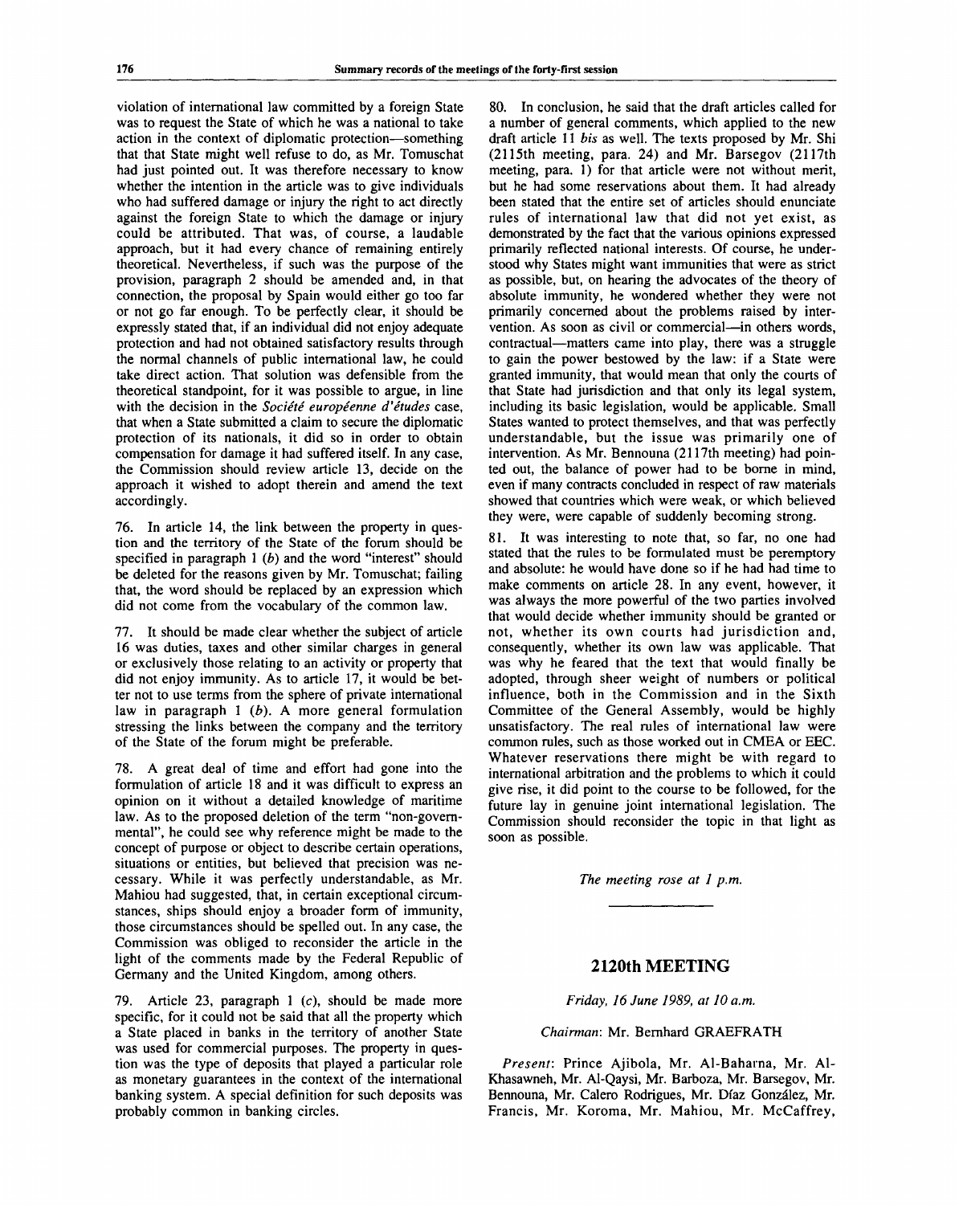violation of international law committed by a foreign State was to request the State of which he was a national to take action in the context of diplomatic protection—something that that State might well refuse to do, as Mr. Tomuschat had just pointed out. It was therefore necessary to know whether the intention in the article was to give individuals who had suffered damage or injury the right to act directly against the foreign State to which the damage or injury could be attributed. That was, of course, a laudable approach, but it had every chance of remaining entirely theoretical. Nevertheless, if such was the purpose of the provision, paragraph 2 should be amended and, in that connection, the proposal by Spain would either go too far or not go far enough. To be perfectly clear, it should be expressly stated that, if an individual did not enjoy adequate protection and had not obtained satisfactory results through the normal channels of public international law, he could take direct action. That solution was defensible from the theoretical standpoint, for it was possible to argue, in line with the decision in the *Société européenne d'études* case, that when a State submitted a claim to secure the diplomatic protection of its nationals, it did so in order to obtain compensation for damage it had suffered itself. In any case, the Commission should review article 13, decide on the approach it wished to adopt therein and amend the text accordingly.

76. In article 14, the link between the property in question and the territory of the State of the forum should be specified in paragraph 1 (*b*) and the word "interest" should be deleted for the reasons given by Mr. Tomuschat; failing that, the word should be replaced by an expression which did not come from the vocabulary of the common law.

77. It should be made clear whether the subject of article 16 was duties, taxes and other similar charges in general or exclusively those relating to an activity or property that did not enjoy immunity. As to article 17, it would be better not to use terms from the sphere of private international law in paragraph 1 (*b*). A more general formulation stressing the links between the company and the territory of the State of the forum might be preferable.

78. A great deal of time and effort had gone into the formulation of article 18 and it was difficult to express an opinion on it without a detailed knowledge of maritime law. As to the proposed deletion of the term "non-governmental", he could see why reference might be made to the concept of purpose or object to describe certain operations, situations or entities, but believed that precision was necessary. While it was perfectly understandable, as Mr. Mahiou had suggested, that, in certain exceptional circumstances, ships should enjoy a broader form of immunity, those circumstances should be spelled out. In any case, the Commission was obliged to reconsider the article in the light of the comments made by the Federal Republic of Germany and the United Kingdom, among others.

79. Article 23, paragraph 1 (*c*), should be made more specific, for it could not be said that all the property which a State placed in banks in the territory of another State was used for commercial purposes. The property in question was the type of deposits that played a particular role as monetary guarantees in the context of the international banking system. A special definition for such deposits was probably common in banking circles.

80. In conclusion, he said that the draft articles called for a number of general comments, which applied to the new draft article 11 *bis* as well. The texts proposed by Mr. Shi (2115th meeting, para. 24) and Mr. Barsegov (2117th meeting, para. 1) for that article were not without merit, but he had some reservations about them. It had already been stated that the entire set of articles should enunciate rules of international law that did not yet exist, as demonstrated by the fact that the various opinions expressed primarily reflected national interests. Of course, he understood why States might want immunities that were as strict as possible, but, on hearing the advocates of the theory of absolute immunity, he wondered whether they were not primarily concerned about the problems raised by intervention. As soon as civil or commercial—in others words, contractual—matters came into play, there was a struggle to gain the power bestowed by the law: if a State were granted immunity, that would mean that only the courts of that State had jurisdiction and that only its legal system, including its basic legislation, would be applicable. Small States wanted to protect themselves, and that was perfectly understandable, but the issue was primarily one of intervention. As Mr. Bennouna (2117th meeting) had pointed out, the balance of power had to be borne in mind, even if many contracts concluded in respect of raw materials showed that countries which were weak, or which believed they were, were capable of suddenly becoming strong.

81. It was interesting to note that, so far, no one had stated that the rules to be formulated must be peremptory and absolute: he would have done so if he had had time to make comments on article 28. In any event, however, it was always the more powerful of the two parties involved that would decide whether immunity should be granted or not, whether its own courts had jurisdiction and, consequently, whether its own law was applicable. That was why he feared that the text that would finally be adopted, through sheer weight of numbers or political influence, both in the Commission and in the Sixth Committee of the General Assembly, would be highly unsatisfactory. The real rules of international law were common rules, such as those worked out in CMEA or EEC. Whatever reservations there might be with regard to international arbitration and the problems to which it could give rise, it did point to the course to be followed, for the future lay in genuine joint international legislation. The Commission should reconsider the topic in that light as soon as possible.

*The meeting rose at 1 p.m.*

---

## 2120th MEETING

*Friday, 16 June 1989, at 10 a.m.*

*Chairman*: Mr. Bernhard GRAEFRATH

*Present*: Prince Ajibola, Mr. Al-Baharna, Mr. Al-Khasawneh, Mr. Al-Qaysi, Mr. Barboza, Mr. Barsegov, Mr. Bennouna, Mr. Calero Rodrigues, Mr. Díaz González, Mr. Francis, Mr. Koroma, Mr. Mahiou, Mr. McCaffrey,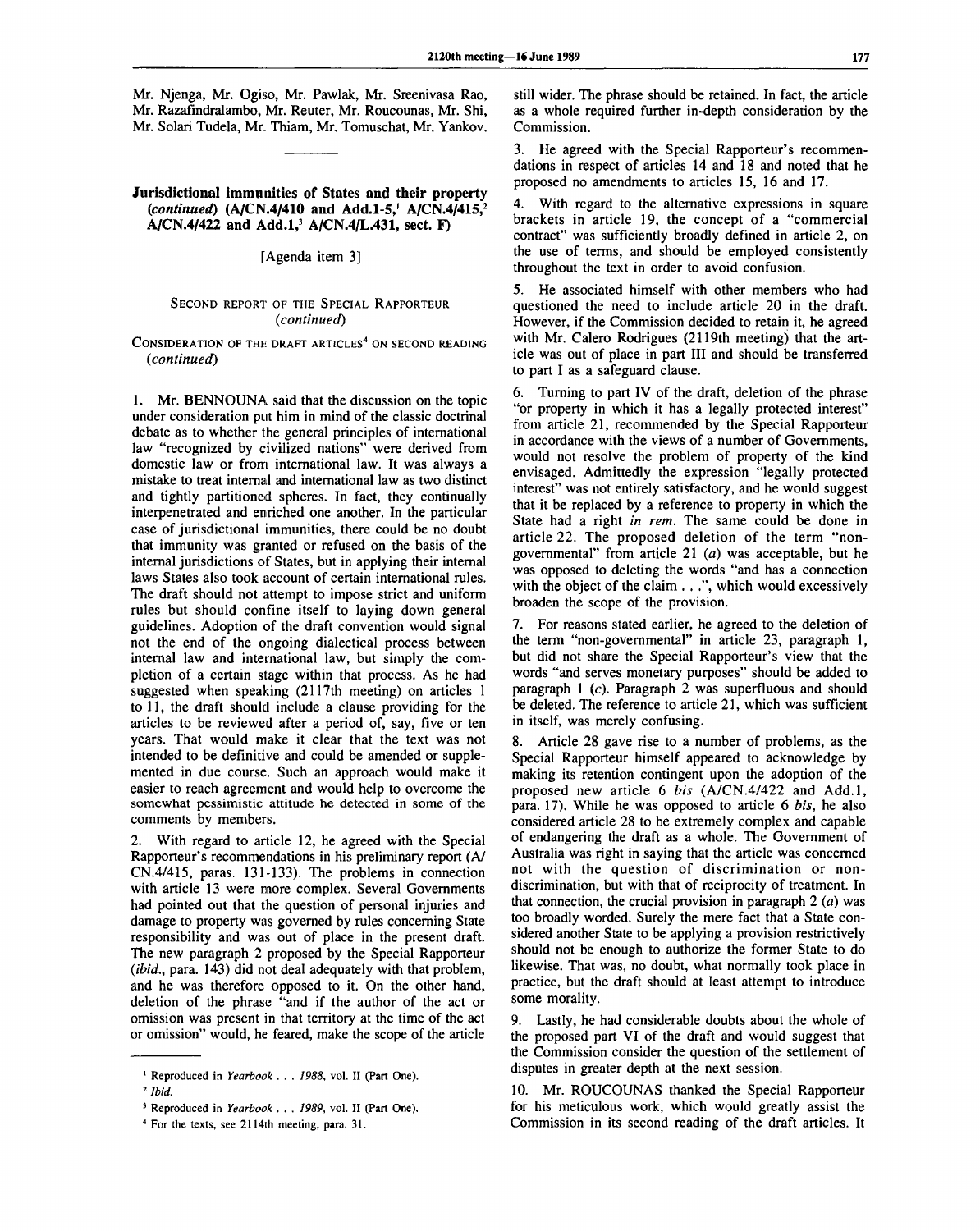Mr. Njenga, Mr. Ogiso, Mr. Pawlak, Mr. Sreenivasa Rao, Mr. Razafindralambo, Mr. Reuter, Mr. Roucounas, Mr. Shi, Mr. Solari Tudela, Mr. Thiam, Mr. Tomuschat, Mr. Yankov.

---

## Jurisdictional immunities of States and their property (*continued*) (A/CN.4/410 and Add.1-5,[1] A/CN.4/415,[2] A/CN.4/422 and Add.1,[3] A/CN.4/L.431, sect. F)

[Agenda item 3]

### SECOND REPORT OF THE SPECIAL RAPPORTEUR (*continued*)

CONSIDERATION OF THE DRAFT ARTICLES[4] ON SECOND READING (*continued*)

1. Mr. BENNOUNA said that the discussion on the topic under consideration put him in mind of the classic doctrinal debate as to whether the general principles of international law "recognized by civilized nations" were derived from domestic law or from international law. It was always a mistake to treat internal and international law as two distinct and tightly partitioned spheres. In fact, they continually interpenetrated and enriched one another. In the particular case of jurisdictional immunities, there could be no doubt that immunity was granted or refused on the basis of the internal jurisdictions of States, but in applying their internal laws States also took account of certain international rules. The draft should not attempt to impose strict and uniform rules but should confine itself to laying down general guidelines. Adoption of the draft convention would signal not the end of the ongoing dialectical process between internal law and international law, but simply the completion of a certain stage within that process. As he had suggested when speaking (2117th meeting) on articles 1 to 11, the draft should include a clause providing for the articles to be reviewed after a period of, say, five or ten years. That would make it clear that the text was not intended to be definitive and could be amended or supplemented in due course. Such an approach would make it easier to reach agreement and would help to overcome the somewhat pessimistic attitude he detected in some of the comments by members.

2. With regard to article 12, he agreed with the Special Rapporteur's recommendations in his preliminary report (A/CN.4/415, paras. 131-133). The problems in connection with article 13 were more complex. Several Governments had pointed out that the question of personal injuries and damage to property was governed by rules concerning State responsibility and was out of place in the present draft. The new paragraph 2 proposed by the Special Rapporteur (*ibid.*, para. 143) did not deal adequately with that problem, and he was therefore opposed to it. On the other hand, deletion of the phrase "and if the author of the act or omission was present in that territory at the time of the act or omission" would, he feared, make the scope of the article still wider. The phrase should be retained. In fact, the article as a whole required further in-depth consideration by the Commission.

3. He agreed with the Special Rapporteur's recommendations in respect of articles 14 and 18 and noted that he proposed no amendments to articles 15, 16 and 17.

4. With regard to the alternative expressions in square brackets in article 19, the concept of a "commercial contract" was sufficiently broadly defined in article 2, on the use of terms, and should be employed consistently throughout the text in order to avoid confusion.

5. He associated himself with other members who had questioned the need to include article 20 in the draft. However, if the Commission decided to retain it, he agreed with Mr. Calero Rodrigues (2119th meeting) that the article was out of place in part III and should be transferred to part I as a safeguard clause.

6. Turning to part IV of the draft, deletion of the phrase "or property in which it has a legally protected interest" from article 21, recommended by the Special Rapporteur in accordance with the views of a number of Governments, would not resolve the problem of property of the kind envisaged. Admittedly the expression "legally protected interest" was not entirely satisfactory, and he would suggest that it be replaced by a reference to property in which the State had a right *in rem*. The same could be done in article 22. The proposed deletion of the term "non-governmental" from article 21 (*a*) was acceptable, but he was opposed to deleting the words "and has a connection with the object of the claim . . .", which would excessively broaden the scope of the provision.

7. For reasons stated earlier, he agreed to the deletion of the term "non-governmental" in article 23, paragraph 1, but did not share the Special Rapporteur's view that the words "and serves monetary purposes" should be added to paragraph 1 (*c*). Paragraph 2 was superfluous and should be deleted. The reference to article 21, which was sufficient in itself, was merely confusing.

8. Article 28 gave rise to a number of problems, as the Special Rapporteur himself appeared to acknowledge by making its retention contingent upon the adoption of the proposed new article 6 *bis* (A/CN.4/422 and Add.1, para. 17). While he was opposed to article 6 *bis*, he also considered article 28 to be extremely complex and capable of endangering the draft as a whole. The Government of Australia was right in saying that the article was concerned not with the question of discrimination or non-discrimination, but with that of reciprocity of treatment. In that connection, the crucial provision in paragraph 2 (*a*) was too broadly worded. Surely the mere fact that a State considered another State to be applying a provision restrictively should not be enough to authorize the former State to do likewise. That was, no doubt, what normally took place in practice, but the draft should at least attempt to introduce some morality.

9. Lastly, he had considerable doubts about the whole of the proposed part VI of the draft and would suggest that the Commission consider the question of the settlement of disputes in greater depth at the next session.

10. Mr. ROUCOUNAS thanked the Special Rapporteur for his meticulous work, which would greatly assist the Commission in its second reading of the draft articles. It

---

[1] Reproduced in *Yearbook . . . 1988*, vol. II (Part One).

[2] *Ibid.*

[3] Reproduced in *Yearbook . . . 1989*, vol. II (Part One).

[4] For the texts, see 2114th meeting, para. 31.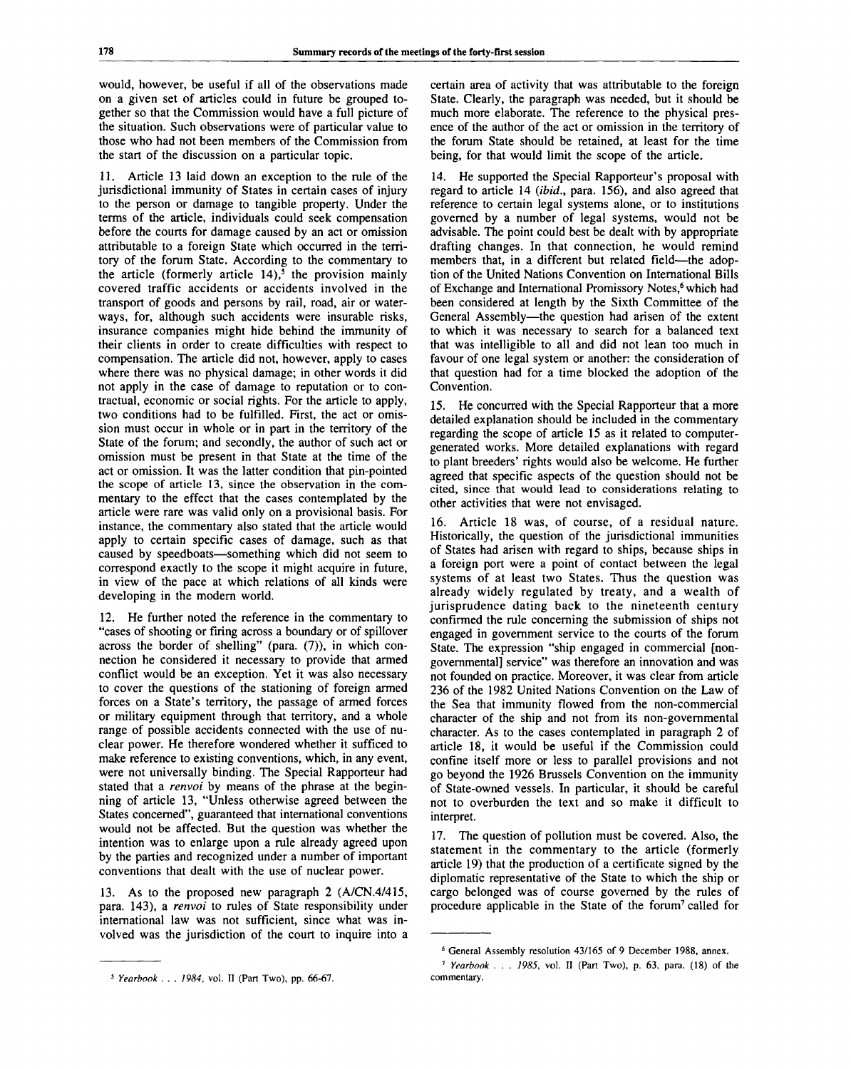would, however, be useful if all of the observations made on a given set of articles could in future be grouped together so that the Commission would have a full picture of the situation. Such observations were of particular value to those who had not been members of the Commission from the start of the discussion on a particular topic.

11. Article 13 laid down an exception to the rule of the jurisdictional immunity of States in certain cases of injury to the person or damage to tangible property. Under the terms of the article, individuals could seek compensation before the courts for damage caused by an act or omission attributable to a foreign State which occurred in the territory of the forum State. According to the commentary to the article (formerly article 14),[5] the provision mainly covered traffic accidents or accidents involved in the transport of goods and persons by rail, road, air or waterways, for, although such accidents were insurable risks, insurance companies might hide behind the immunity of their clients in order to create difficulties with respect to compensation. The article did not, however, apply to cases where there was no physical damage; in other words it did not apply in the case of damage to reputation or to contractual, economic or social rights. For the article to apply, two conditions had to be fulfilled. First, the act or omission must occur in whole or in part in the territory of the State of the forum; and secondly, the author of such act or omission must be present in that State at the time of the act or omission. It was the latter condition that pin-pointed the scope of article 13, since the observation in the commentary to the effect that the cases contemplated by the article were rare was valid only on a provisional basis. For instance, the commentary also stated that the article would apply to certain specific cases of damage, such as that caused by speedboats—something which did not seem to correspond exactly to the scope it might acquire in future, in view of the pace at which relations of all kinds were developing in the modern world.

12. He further noted the reference in the commentary to "cases of shooting or firing across a boundary or of spillover across the border of shelling" (para. (7)), in which connection he considered it necessary to provide that armed conflict would be an exception. Yet it was also necessary to cover the questions of the stationing of foreign armed forces on a State's territory, the passage of armed forces or military equipment through that territory, and a whole range of possible accidents connected with the use of nuclear power. He therefore wondered whether it sufficed to make reference to existing conventions, which, in any event, were not universally binding. The Special Rapporteur had stated that a *renvoi* by means of the phrase at the beginning of article 13, "Unless otherwise agreed between the States concerned", guaranteed that international conventions would not be affected. But the question was whether the intention was to enlarge upon a rule already agreed upon by the parties and recognized under a number of important conventions that dealt with the use of nuclear power.

13. As to the proposed new paragraph 2 (A/CN.4/415, para. 143), a *renvoi* to rules of State responsibility under international law was not sufficient, since what was involved was the jurisdiction of the court to inquire into a certain area of activity that was attributable to the foreign State. Clearly, the paragraph was needed, but it should be much more elaborate. The reference to the physical presence of the author of the act or omission in the territory of the forum State should be retained, at least for the time being, for that would limit the scope of the article.

14. He supported the Special Rapporteur's proposal with regard to article 14 (*ibid.*, para. 156), and also agreed that reference to certain legal systems alone, or to institutions governed by a number of legal systems, would not be advisable. The point could best be dealt with by appropriate drafting changes. In that connection, he would remind members that, in a different but related field—the adoption of the United Nations Convention on International Bills of Exchange and International Promissory Notes,[6] which had been considered at length by the Sixth Committee of the General Assembly—the question had arisen of the extent to which it was necessary to search for a balanced text that was intelligible to all and did not lean too much in favour of one legal system or another: the consideration of that question had for a time blocked the adoption of the Convention.

15. He concurred with the Special Rapporteur that a more detailed explanation should be included in the commentary regarding the scope of article 15 as it related to computer-generated works. More detailed explanations with regard to plant breeders' rights would also be welcome. He further agreed that specific aspects of the question should not be cited, since that would lead to considerations relating to other activities that were not envisaged.

16. Article 18 was, of course, of a residual nature. Historically, the question of the jurisdictional immunities of States had arisen with regard to ships, because ships in a foreign port were a point of contact between the legal systems of at least two States. Thus the question was already widely regulated by treaty, and a wealth of jurisprudence dating back to the nineteenth century confirmed the rule concerning the submission of ships not engaged in government service to the courts of the forum State. The expression "ship engaged in commercial [non-governmental] service" was therefore an innovation and was not founded on practice. Moreover, it was clear from article 236 of the 1982 United Nations Convention on the Law of the Sea that immunity flowed from the non-commercial character of the ship and not from its non-governmental character. As to the cases contemplated in paragraph 2 of article 18, it would be useful if the Commission could confine itself more or less to parallel provisions and not go beyond the 1926 Brussels Convention on the immunity of State-owned vessels. In particular, it should be careful not to overburden the text and so make it difficult to interpret.

17. The question of pollution must be covered. Also, the statement in the commentary to the article (formerly article 19) that the production of a certificate signed by the diplomatic representative of the State to which the ship or cargo belonged was of course governed by the rules of procedure applicable in the State of the forum[7] called for

---

[5] *Yearbook . . . 1984*, vol. II (Part Two), pp. 66-67.

[6] General Assembly resolution 43/165 of 9 December 1988, annex.

[7] *Yearbook . . . 1985*, vol. II (Part Two), p. 63, para. (18) of the commentary.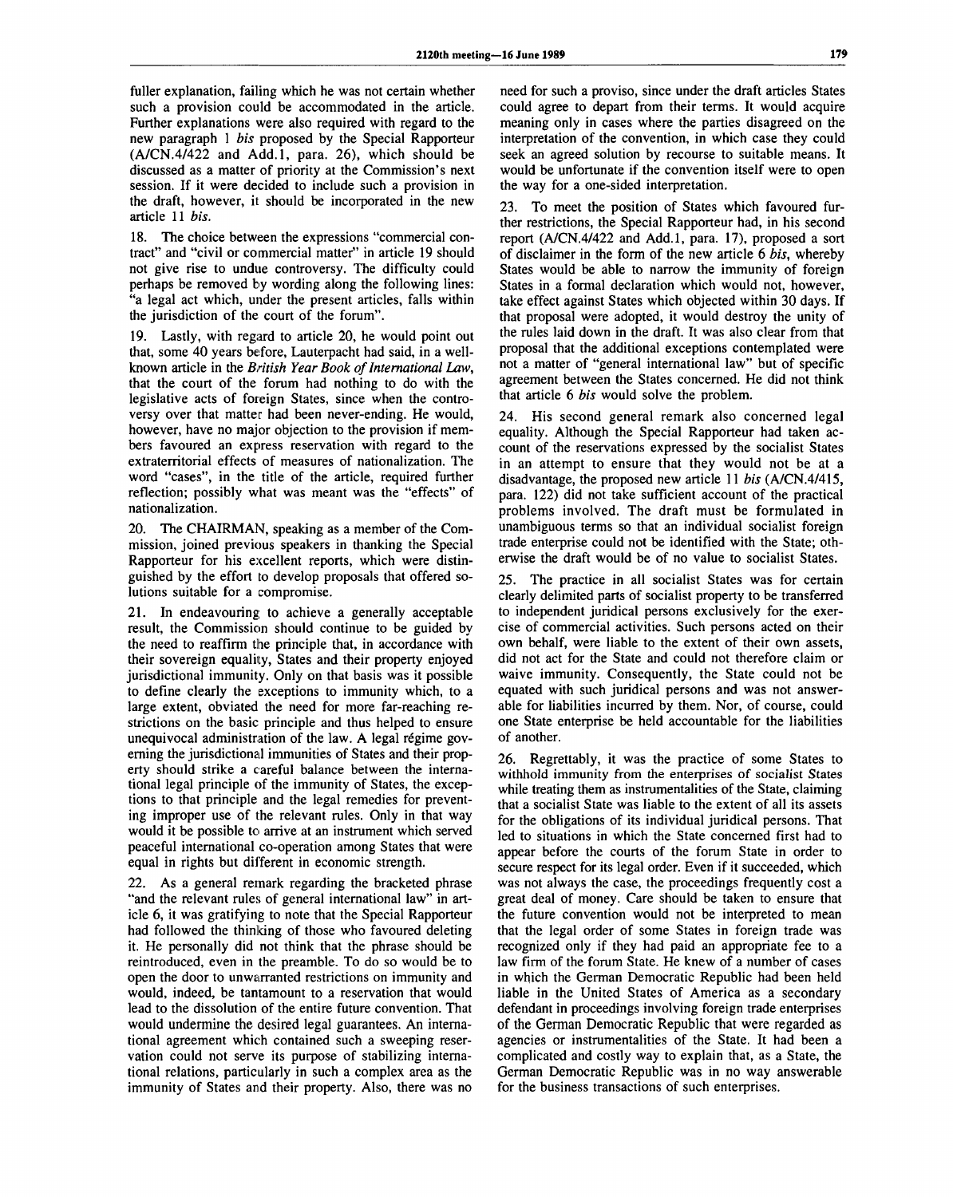fuller explanation, failing which he was not certain whether such a provision could be accommodated in the article. Further explanations were also required with regard to the new paragraph 1 *bis* proposed by the Special Rapporteur (A/CN.4/422 and Add.1, para. 26), which should be discussed as a matter of priority at the Commission's next session. If it were decided to include such a provision in the draft, however, it should be incorporated in the new article 11 *bis*.

18. The choice between the expressions "commercial contract" and "civil or commercial matter" in article 19 should not give rise to undue controversy. The difficulty could perhaps be removed by wording along the following lines: "a legal act which, under the present articles, falls within the jurisdiction of the court of the forum".

19. Lastly, with regard to article 20, he would point out that, some 40 years before, Lauterpacht had said, in a well-known article in the *British Year Book of International Law*, that the court of the forum had nothing to do with the legislative acts of foreign States, since when the controversy over that matter had been never-ending. He would, however, have no major objection to the provision if members favoured an express reservation with regard to the extraterritorial effects of measures of nationalization. The word "cases", in the title of the article, required further reflection; possibly what was meant was the "effects" of nationalization.

20. The CHAIRMAN, speaking as a member of the Commission, joined previous speakers in thanking the Special Rapporteur for his excellent reports, which were distinguished by the effort to develop proposals that offered solutions suitable for a compromise.

21. In endeavouring to achieve a generally acceptable result, the Commission should continue to be guided by the need to reaffirm the principle that, in accordance with their sovereign equality, States and their property enjoyed jurisdictional immunity. Only on that basis was it possible to define clearly the exceptions to immunity which, to a large extent, obviated the need for more far-reaching restrictions on the basic principle and thus helped to ensure unequivocal administration of the law. A legal régime governing the jurisdictional immunities of States and their property should strike a careful balance between the international legal principle of the immunity of States, the exceptions to that principle and the legal remedies for preventing improper use of the relevant rules. Only in that way would it be possible to arrive at an instrument which served peaceful international co-operation among States that were equal in rights but different in economic strength.

22. As a general remark regarding the bracketed phrase "and the relevant rules of general international law" in article 6, it was gratifying to note that the Special Rapporteur had followed the thinking of those who favoured deleting it. He personally did not think that the phrase should be reintroduced, even in the preamble. To do so would be to open the door to unwarranted restrictions on immunity and would, indeed, be tantamount to a reservation that would lead to the dissolution of the entire future convention. That would undermine the desired legal guarantees. An international agreement which contained such a sweeping reservation could not serve its purpose of stabilizing international relations, particularly in such a complex area as the immunity of States and their property. Also, there was no need for such a proviso, since under the draft articles States could agree to depart from their terms. It would acquire meaning only in cases where the parties disagreed on the interpretation of the convention, in which case they could seek an agreed solution by recourse to suitable means. It would be unfortunate if the convention itself were to open the way for a one-sided interpretation.

23. To meet the position of States which favoured further restrictions, the Special Rapporteur had, in his second report (A/CN.4/422 and Add.1, para. 17), proposed a sort of disclaimer in the form of the new article 6 *bis*, whereby States would be able to narrow the immunity of foreign States in a formal declaration which would not, however, take effect against States which objected within 30 days. If that proposal were adopted, it would destroy the unity of the rules laid down in the draft. It was also clear from that proposal that the additional exceptions contemplated were not a matter of "general international law" but of specific agreement between the States concerned. He did not think that article 6 *bis* would solve the problem.

24. His second general remark also concerned legal equality. Although the Special Rapporteur had taken account of the reservations expressed by the socialist States in an attempt to ensure that they would not be at a disadvantage, the proposed new article 11 *bis* (A/CN.4/415, para. 122) did not take sufficient account of the practical problems involved. The draft must be formulated in unambiguous terms so that an individual socialist foreign trade enterprise could not be identified with the State; otherwise the draft would be of no value to socialist States.

25. The practice in all socialist States was for certain clearly delimited parts of socialist property to be transferred to independent juridical persons exclusively for the exercise of commercial activities. Such persons acted on their own behalf, were liable to the extent of their own assets, did not act for the State and could not therefore claim or waive immunity. Consequently, the State could not be equated with such juridical persons and was not answerable for liabilities incurred by them. Nor, of course, could one State enterprise be held accountable for the liabilities of another.

26. Regrettably, it was the practice of some States to withhold immunity from the enterprises of socialist States while treating them as instrumentalities of the State, claiming that a socialist State was liable to the extent of all its assets for the obligations of its individual juridical persons. That led to situations in which the State concerned first had to appear before the courts of the forum State in order to secure respect for its legal order. Even if it succeeded, which was not always the case, the proceedings frequently cost a great deal of money. Care should be taken to ensure that the future convention would not be interpreted to mean that the legal order of some States in foreign trade was recognized only if they had paid an appropriate fee to a law firm of the forum State. He knew of a number of cases in which the German Democratic Republic had been held liable in the United States of America as a secondary defendant in proceedings involving foreign trade enterprises of the German Democratic Republic that were regarded as agencies or instrumentalities of the State. It had been a complicated and costly way to explain that, as a State, the German Democratic Republic was in no way answerable for the business transactions of such enterprises.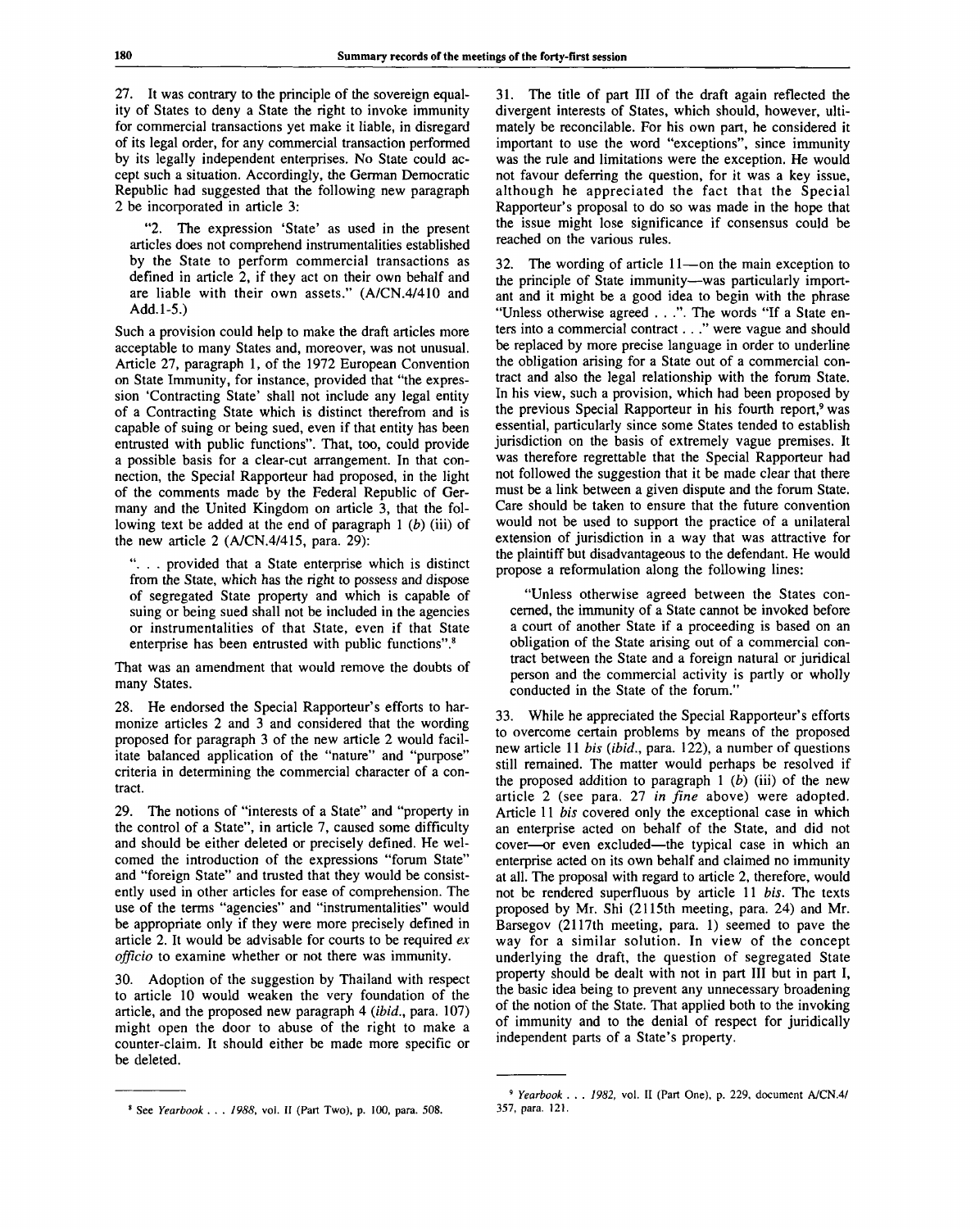27. It was contrary to the principle of the sovereign equality of States to deny a State the right to invoke immunity for commercial transactions yet make it liable, in disregard of its legal order, for any commercial transaction performed by its legally independent enterprises. No State could accept such a situation. Accordingly, the German Democratic Republic had suggested that the following new paragraph 2 be incorporated in article 3:

> "2. The expression 'State' as used in the present articles does not comprehend instrumentalities established by the State to perform commercial transactions as defined in article 2, if they act on their own behalf and are liable with their own assets." (A/CN.4/410 and Add.1-5.)

Such a provision could help to make the draft articles more acceptable to many States and, moreover, was not unusual. Article 27, paragraph 1, of the 1972 European Convention on State Immunity, for instance, provided that "the expression 'Contracting State' shall not include any legal entity of a Contracting State which is distinct therefrom and is capable of suing or being sued, even if that entity has been entrusted with public functions". That, too, could provide a possible basis for a clear-cut arrangement. In that connection, the Special Rapporteur had proposed, in the light of the comments made by the Federal Republic of Germany and the United Kingdom on article 3, that the following text be added at the end of paragraph 1 (*b*) (iii) of the new article 2 (A/CN.4/415, para. 29):

> ". . . provided that a State enterprise which is distinct from the State, which has the right to possess and dispose of segregated State property and which is capable of suing or being sued shall not be included in the agencies or instrumentalities of that State, even if that State enterprise has been entrusted with public functions".[8]

That was an amendment that would remove the doubts of many States.

28. He endorsed the Special Rapporteur's efforts to harmonize articles 2 and 3 and considered that the wording proposed for paragraph 3 of the new article 2 would facilitate balanced application of the "nature" and "purpose" criteria in determining the commercial character of a contract.

29. The notions of "interests of a State" and "property in the control of a State", in article 7, caused some difficulty and should be either deleted or precisely defined. He welcomed the introduction of the expressions "forum State" and "foreign State" and trusted that they would be consistently used in other articles for ease of comprehension. The use of the terms "agencies" and "instrumentalities" would be appropriate only if they were more precisely defined in article 2. It would be advisable for courts to be required *ex officio* to examine whether or not there was immunity.

30. Adoption of the suggestion by Thailand with respect to article 10 would weaken the very foundation of the article, and the proposed new paragraph 4 (*ibid.*, para. 107) might open the door to abuse of the right to make a counter-claim. It should either be made more specific or be deleted.

31. The title of part III of the draft again reflected the divergent interests of States, which should, however, ultimately be reconcilable. For his own part, he considered it important to use the word "exceptions", since immunity was the rule and limitations were the exception. He would not favour deferring the question, for it was a key issue, although he appreciated the fact that the Special Rapporteur's proposal to do so was made in the hope that the issue might lose significance if consensus could be reached on the various rules.

32. The wording of article 11—on the main exception to the principle of State immunity—was particularly important and it might be a good idea to begin with the phrase "Unless otherwise agreed . . .". The words "If a State enters into a commercial contract . . ." were vague and should be replaced by more precise language in order to underline the obligation arising for a State out of a commercial contract and also the legal relationship with the forum State. In his view, such a provision, which had been proposed by the previous Special Rapporteur in his fourth report,[9] was essential, particularly since some States tended to establish jurisdiction on the basis of extremely vague premises. It was therefore regrettable that the Special Rapporteur had not followed the suggestion that it be made clear that there must be a link between a given dispute and the forum State. Care should be taken to ensure that the future convention would not be used to support the practice of a unilateral extension of jurisdiction in a way that was attractive for the plaintiff but disadvantageous to the defendant. He would propose a reformulation along the following lines:

> "Unless otherwise agreed between the States concerned, the immunity of a State cannot be invoked before a court of another State if a proceeding is based on an obligation of the State arising out of a commercial contract between the State and a foreign natural or juridical person and the commercial activity is partly or wholly conducted in the State of the forum."

33. While he appreciated the Special Rapporteur's efforts to overcome certain problems by means of the proposed new article 11 *bis* (*ibid.*, para. 122), a number of questions still remained. The matter would perhaps be resolved if the proposed addition to paragraph 1 (*b*) (iii) of the new article 2 (see para. 27 *in fine* above) were adopted. Article 11 *bis* covered only the exceptional case in which an enterprise acted on behalf of the State, and did not cover—or even excluded—the typical case in which an enterprise acted on its own behalf and claimed no immunity at all. The proposal with regard to article 2, therefore, would not be rendered superfluous by article 11 *bis*. The texts proposed by Mr. Shi (2115th meeting, para. 24) and Mr. Barsegov (2117th meeting, para. 1) seemed to pave the way for a similar solution. In view of the concept underlying the draft, the question of segregated State property should be dealt with not in part III but in part I, the basic idea being to prevent any unnecessary broadening of the notion of the State. That applied both to the invoking of immunity and to the denial of respect for juridically independent parts of a State's property.

---

[8] See *Yearbook . . . 1988*, vol. II (Part Two), p. 100, para. 508.

[9] *Yearbook . . . 1982*, vol. II (Part One), p. 229, document A/CN.4/357, para. 121.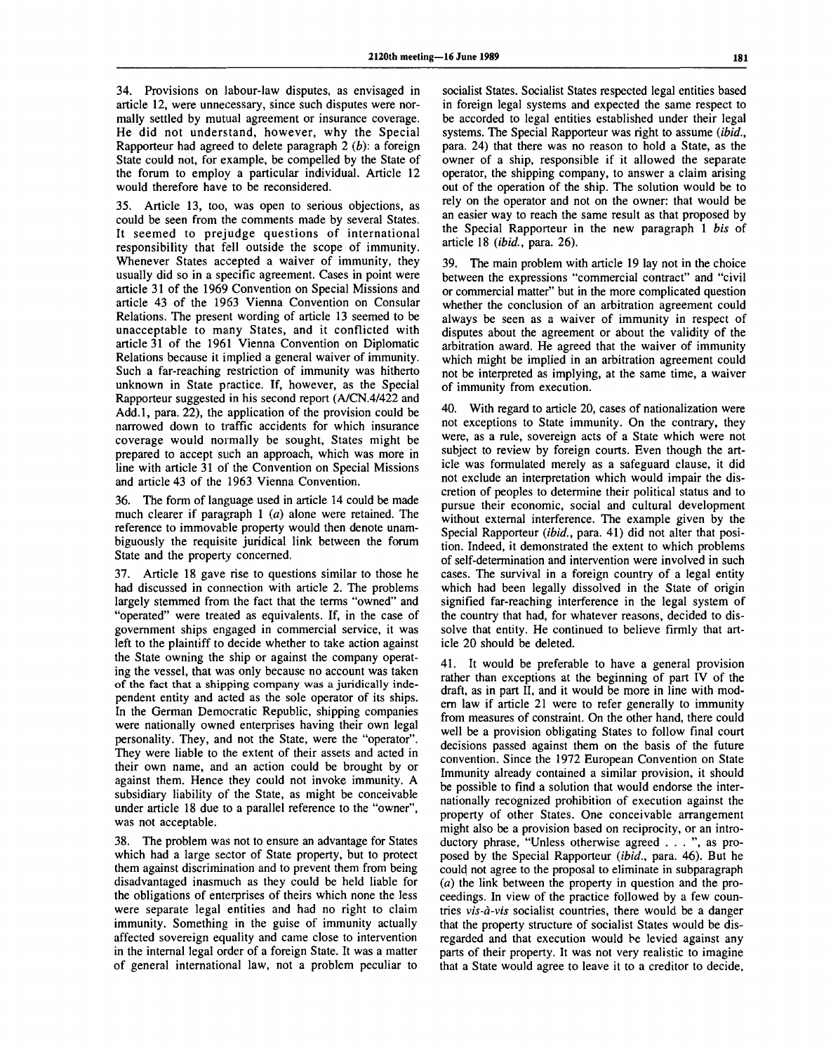34. Provisions on labour-law disputes, as envisaged in article 12, were unnecessary, since such disputes were normally settled by mutual agreement or insurance coverage. He did not understand, however, why the Special Rapporteur had agreed to delete paragraph 2 (*b*): a foreign State could not, for example, be compelled by the State of the forum to employ a particular individual. Article 12 would therefore have to be reconsidered.

35. Article 13, too, was open to serious objections, as could be seen from the comments made by several States. It seemed to prejudge questions of international responsibility that fell outside the scope of immunity. Whenever States accepted a waiver of immunity, they usually did so in a specific agreement. Cases in point were article 31 of the 1969 Convention on Special Missions and article 43 of the 1963 Vienna Convention on Consular Relations. The present wording of article 13 seemed to be unacceptable to many States, and it conflicted with article 31 of the 1961 Vienna Convention on Diplomatic Relations because it implied a general waiver of immunity. Such a far-reaching restriction of immunity was hitherto unknown in State practice. If, however, as the Special Rapporteur suggested in his second report (A/CN.4/422 and Add.1, para. 22), the application of the provision could be narrowed down to traffic accidents for which insurance coverage would normally be sought, States might be prepared to accept such an approach, which was more in line with article 31 of the Convention on Special Missions and article 43 of the 1963 Vienna Convention.

36. The form of language used in article 14 could be made much clearer if paragraph 1 (*a*) alone were retained. The reference to immovable property would then denote unambiguously the requisite juridical link between the forum State and the property concerned.

37. Article 18 gave rise to questions similar to those he had discussed in connection with article 2. The problems largely stemmed from the fact that the terms "owned" and "operated" were treated as equivalents. If, in the case of government ships engaged in commercial service, it was left to the plaintiff to decide whether to take action against the State owning the ship or against the company operating the vessel, that was only because no account was taken of the fact that a shipping company was a juridically independent entity and acted as the sole operator of its ships. In the German Democratic Republic, shipping companies were nationally owned enterprises having their own legal personality. They, and not the State, were the "operator". They were liable to the extent of their assets and acted in their own name, and an action could be brought by or against them. Hence they could not invoke immunity. A subsidiary liability of the State, as might be conceivable under article 18 due to a parallel reference to the "owner", was not acceptable.

38. The problem was not to ensure an advantage for States which had a large sector of State property, but to protect them against discrimination and to prevent them from being disadvantaged inasmuch as they could be held liable for the obligations of enterprises of theirs which none the less were separate legal entities and had no right to claim immunity. Something in the guise of immunity actually affected sovereign equality and came close to intervention in the internal legal order of a foreign State. It was a matter of general international law, not a problem peculiar to socialist States. Socialist States respected legal entities based in foreign legal systems and expected the same respect to be accorded to legal entities established under their legal systems. The Special Rapporteur was right to assume (*ibid.*, para. 24) that there was no reason to hold a State, as the owner of a ship, responsible if it allowed the separate operator, the shipping company, to answer a claim arising out of the operation of the ship. The solution would be to rely on the operator and not on the owner: that would be an easier way to reach the same result as that proposed by the Special Rapporteur in the new paragraph 1 *bis* of article 18 (*ibid.*, para. 26).

39. The main problem with article 19 lay not in the choice between the expressions "commercial contract" and "civil or commercial matter" but in the more complicated question whether the conclusion of an arbitration agreement could always be seen as a waiver of immunity in respect of disputes about the agreement or about the validity of the arbitration award. He agreed that the waiver of immunity which might be implied in an arbitration agreement could not be interpreted as implying, at the same time, a waiver of immunity from execution.

40. With regard to article 20, cases of nationalization were not exceptions to State immunity. On the contrary, they were, as a rule, sovereign acts of a State which were not subject to review by foreign courts. Even though the article was formulated merely as a safeguard clause, it did not exclude an interpretation which would impair the discretion of peoples to determine their political status and to pursue their economic, social and cultural development without external interference. The example given by the Special Rapporteur (*ibid.*, para. 41) did not alter that position. Indeed, it demonstrated the extent to which problems of self-determination and intervention were involved in such cases. The survival in a foreign country of a legal entity which had been legally dissolved in the State of origin signified far-reaching interference in the legal system of the country that had, for whatever reasons, decided to dissolve that entity. He continued to believe firmly that article 20 should be deleted.

41. It would be preferable to have a general provision rather than exceptions at the beginning of part IV of the draft, as in part II, and it would be more in line with modern law if article 21 were to refer generally to immunity from measures of constraint. On the other hand, there could well be a provision obligating States to follow final court decisions passed against them on the basis of the future convention. Since the 1972 European Convention on State Immunity already contained a similar provision, it should be possible to find a solution that would endorse the internationally recognized prohibition of execution against the property of other States. One conceivable arrangement might also be a provision based on reciprocity, or an introductory phrase, "Unless otherwise agreed . . . ", as proposed by the Special Rapporteur (*ibid.*, para. 46). But he could not agree to the proposal to eliminate in subparagraph (*a*) the link between the property in question and the proceedings. In view of the practice followed by a few countries *vis-à-vis* socialist countries, there would be a danger that the property structure of socialist States would be disregarded and that execution would be levied against any parts of their property. It was not very realistic to imagine that a State would agree to leave it to a creditor to decide,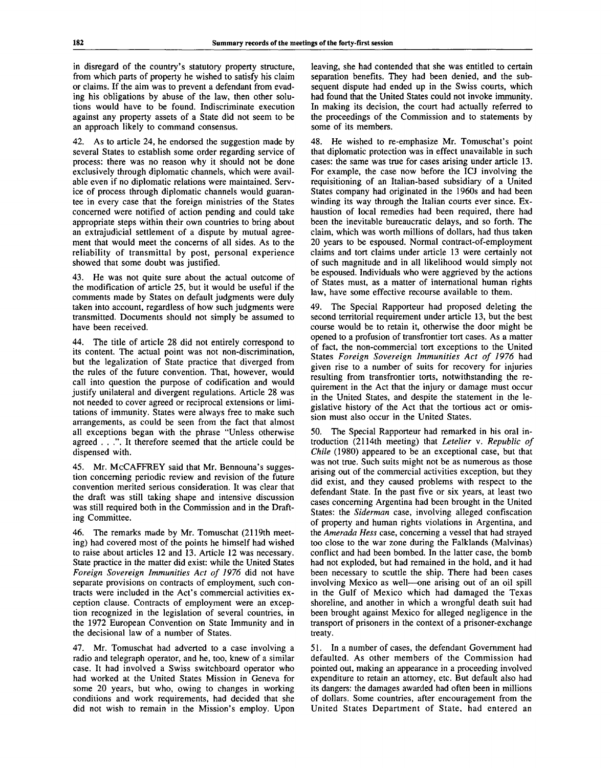in disregard of the country's statutory property structure, from which parts of property he wished to satisfy his claim or claims. If the aim was to prevent a defendant from evading his obligations by abuse of the law, then other solutions would have to be found. Indiscriminate execution against any property assets of a State did not seem to be an approach likely to command consensus.

42. As to article 24, he endorsed the suggestion made by several States to establish some order regarding service of process: there was no reason why it should not be done exclusively through diplomatic channels, which were available even if no diplomatic relations were maintained. Service of process through diplomatic channels would guarantee in every case that the foreign ministries of the States concerned were notified of action pending and could take appropriate steps within their own countries to bring about an extrajudicial settlement of a dispute by mutual agreement that would meet the concerns of all sides. As to the reliability of transmittal by post, personal experience showed that some doubt was justified.

43. He was not quite sure about the actual outcome of the modification of article 25, but it would be useful if the comments made by States on default judgments were duly taken into account, regardless of how such judgments were transmitted. Documents should not simply be assumed to have been received.

44. The title of article 28 did not entirely correspond to its content. The actual point was not non-discrimination, but the legalization of State practice that diverged from the rules of the future convention. That, however, would call into question the purpose of codification and would justify unilateral and divergent regulations. Article 28 was not needed to cover agreed or reciprocal extensions or limitations of immunity. States were always free to make such arrangements, as could be seen from the fact that almost all exceptions began with the phrase "Unless otherwise agreed . . .". It therefore seemed that the article could be dispensed with.

45. Mr. McCAFFREY said that Mr. Bennouna's suggestion concerning periodic review and revision of the future convention merited serious consideration. It was clear that the draft was still taking shape and intensive discussion was still required both in the Commission and in the Drafting Committee.

46. The remarks made by Mr. Tomuschat (2119th meeting) had covered most of the points he himself had wished to raise about articles 12 and 13. Article 12 was necessary. State practice in the matter did exist: while the United States *Foreign Sovereign Immunities Act of 1976* did not have separate provisions on contracts of employment, such contracts were included in the Act's commercial activities exception clause. Contracts of employment were an exception recognized in the legislation of several countries, in the 1972 European Convention on State Immunity and in the decisional law of a number of States.

47. Mr. Tomuschat had adverted to a case involving a radio and telegraph operator, and he, too, knew of a similar case. It had involved a Swiss switchboard operator who had worked at the United States Mission in Geneva for some 20 years, but who, owing to changes in working conditions and work requirements, had decided that she did not wish to remain in the Mission's employ. Upon leaving, she had contended that she was entitled to certain separation benefits. They had been denied, and the subsequent dispute had ended up in the Swiss courts, which had found that the United States could not invoke immunity. In making its decision, the court had actually referred to the proceedings of the Commission and to statements by some of its members.

48. He wished to re-emphasize Mr. Tomuschat's point that diplomatic protection was in effect unavailable in such cases: the same was true for cases arising under article 13. For example, the case now before the ICJ involving the requisitioning of an Italian-based subsidiary of a United States company had originated in the 1960s and had been winding its way through the Italian courts ever since. Exhaustion of local remedies had been required, there had been the inevitable bureaucratic delays, and so forth. The claim, which was worth millions of dollars, had thus taken 20 years to be espoused. Normal contract-of-employment claims and tort claims under article 13 were certainly not of such magnitude and in all likelihood would simply not be espoused. Individuals who were aggrieved by the actions of States must, as a matter of international human rights law, have some effective recourse available to them.

49. The Special Rapporteur had proposed deleting the second territorial requirement under article 13, but the best course would be to retain it, otherwise the door might be opened to a profusion of transfrontier tort cases. As a matter of fact, the non-commercial tort exceptions to the United States *Foreign Sovereign Immunities Act of 1976* had given rise to a number of suits for recovery for injuries resulting from transfrontier torts, notwithstanding the requirement in the Act that the injury or damage must occur in the United States, and despite the statement in the legislative history of the Act that the tortious act or omission must also occur in the United States.

50. The Special Rapporteur had remarked in his oral introduction (2114th meeting) that *Letelier* v. *Republic of Chile* (1980) appeared to be an exceptional case, but that was not true. Such suits might not be as numerous as those arising out of the commercial activities exception, but they did exist, and they caused problems with respect to the defendant State. In the past five or six years, at least two cases concerning Argentina had been brought in the United States: the *Siderman* case, involving alleged confiscation of property and human rights violations in Argentina, and the *Amerada Hess* case, concerning a vessel that had strayed too close to the war zone during the Falklands (Malvinas) conflict and had been bombed. In the latter case, the bomb had not exploded, but had remained in the hold, and it had been necessary to scuttle the ship. There had been cases involving Mexico as well—one arising out of an oil spill in the Gulf of Mexico which had damaged the Texas shoreline, and another in which a wrongful death suit had been brought against Mexico for alleged negligence in the transport of prisoners in the context of a prisoner-exchange treaty.

51. In a number of cases, the defendant Government had defaulted. As other members of the Commission had pointed out, making an appearance in a proceeding involved expenditure to retain an attorney, etc. But default also had its dangers: the damages awarded had often been in millions of dollars. Some countries, after encouragement from the United States Department of State, had entered an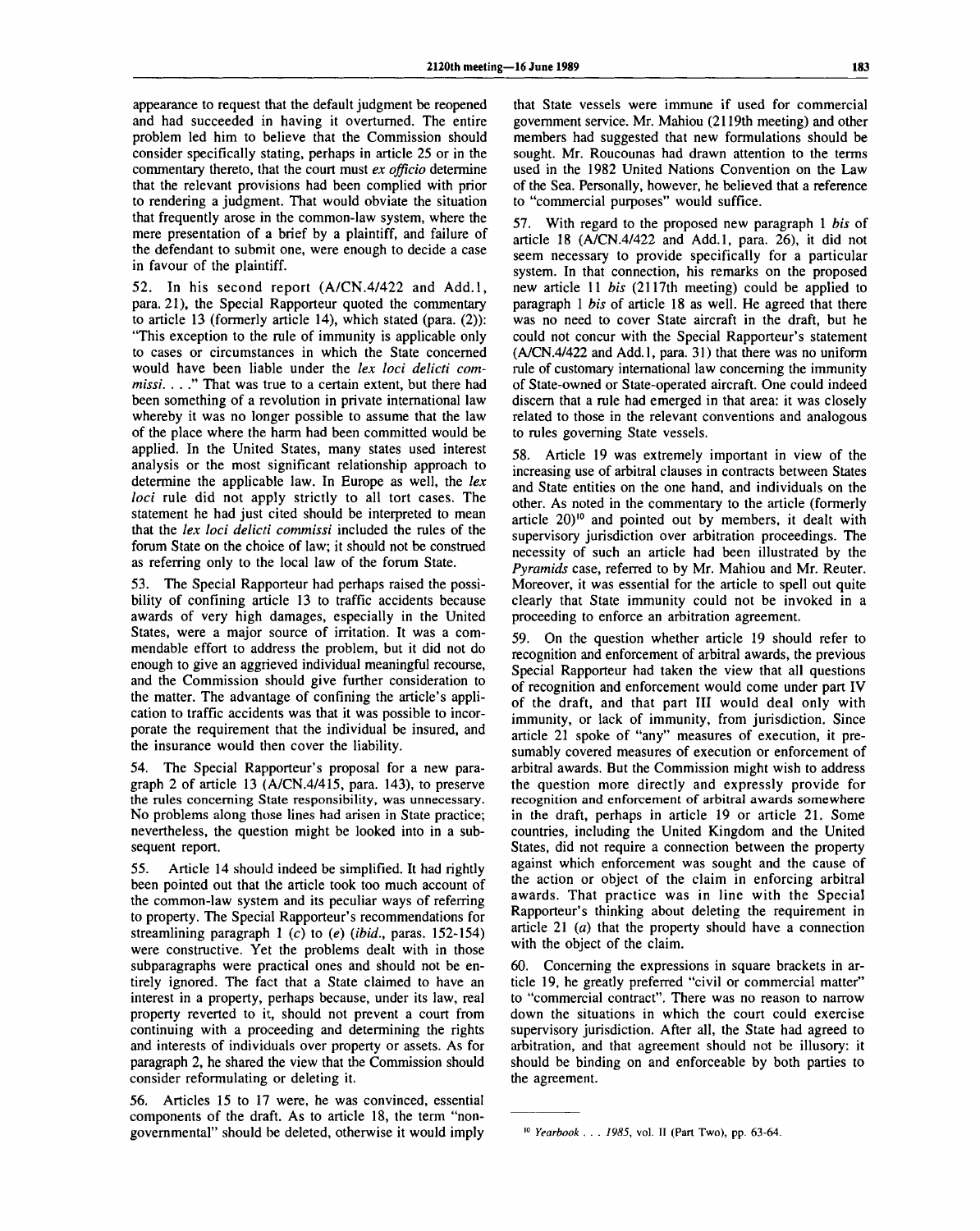appearance to request that the default judgment be reopened and had succeeded in having it overturned. The entire problem led him to believe that the Commission should consider specifically stating, perhaps in article 25 or in the commentary thereto, that the court must *ex officio* determine that the relevant provisions had been complied with prior to rendering a judgment. That would obviate the situation that frequently arose in the common-law system, where the mere presentation of a brief by a plaintiff, and failure of the defendant to submit one, were enough to decide a case in favour of the plaintiff.

52. In his second report (A/CN.4/422 and Add.1, para. 21), the Special Rapporteur quoted the commentary to article 13 (formerly article 14), which stated (para. (2)): "This exception to the rule of immunity is applicable only to cases or circumstances in which the State concerned would have been liable under the *lex loci delicti commissi*. . . ." That was true to a certain extent, but there had been something of a revolution in private international law whereby it was no longer possible to assume that the law of the place where the harm had been committed would be applied. In the United States, many states used interest analysis or the most significant relationship approach to determine the applicable law. In Europe as well, the *lex loci* rule did not apply strictly to all tort cases. The statement he had just cited should be interpreted to mean that the *lex loci delicti commissi* included the rules of the forum State on the choice of law; it should not be construed as referring only to the local law of the forum State.

53. The Special Rapporteur had perhaps raised the possibility of confining article 13 to traffic accidents because awards of very high damages, especially in the United States, were a major source of irritation. It was a commendable effort to address the problem, but it did not do enough to give an aggrieved individual meaningful recourse, and the Commission should give further consideration to the matter. The advantage of confining the article's application to traffic accidents was that it was possible to incorporate the requirement that the individual be insured, and the insurance would then cover the liability.

54. The Special Rapporteur's proposal for a new paragraph 2 of article 13 (A/CN.4/415, para. 143), to preserve the rules concerning State responsibility, was unnecessary. No problems along those lines had arisen in State practice; nevertheless, the question might be looked into in a subsequent report.

55. Article 14 should indeed be simplified. It had rightly been pointed out that the article took too much account of the common-law system and its peculiar ways of referring to property. The Special Rapporteur's recommendations for streamlining paragraph 1 (*c*) to (*e*) (*ibid.*, paras. 152-154) were constructive. Yet the problems dealt with in those subparagraphs were practical ones and should not be entirely ignored. The fact that a State claimed to have an interest in a property, perhaps because, under its law, real property reverted to it, should not prevent a court from continuing with a proceeding and determining the rights and interests of individuals over property or assets. As for paragraph 2, he shared the view that the Commission should consider reformulating or deleting it.

56. Articles 15 to 17 were, he was convinced, essential components of the draft. As to article 18, the term "non-governmental" should be deleted, otherwise it would imply that State vessels were immune if used for commercial government service. Mr. Mahiou (2119th meeting) and other members had suggested that new formulations should be sought. Mr. Roucounas had drawn attention to the terms used in the 1982 United Nations Convention on the Law of the Sea. Personally, however, he believed that a reference to "commercial purposes" would suffice.

57. With regard to the proposed new paragraph 1 *bis* of article 18 (A/CN.4/422 and Add.1, para. 26), it did not seem necessary to provide specifically for a particular system. In that connection, his remarks on the proposed new article 11 *bis* (2117th meeting) could be applied to paragraph 1 *bis* of article 18 as well. He agreed that there was no need to cover State aircraft in the draft, but he could not concur with the Special Rapporteur's statement (A/CN.4/422 and Add.1, para. 31) that there was no uniform rule of customary international law concerning the immunity of State-owned or State-operated aircraft. One could indeed discern that a rule had emerged in that area: it was closely related to those in the relevant conventions and analogous to rules governing State vessels.

58. Article 19 was extremely important in view of the increasing use of arbitral clauses in contracts between States and State entities on the one hand, and individuals on the other. As noted in the commentary to the article (formerly article 20)[10] and pointed out by members, it dealt with supervisory jurisdiction over arbitration proceedings. The necessity of such an article had been illustrated by the *Pyramids* case, referred to by Mr. Mahiou and Mr. Reuter. Moreover, it was essential for the article to spell out quite clearly that State immunity could not be invoked in a proceeding to enforce an arbitration agreement.

59. On the question whether article 19 should refer to recognition and enforcement of arbitral awards, the previous Special Rapporteur had taken the view that all questions of recognition and enforcement would come under part IV of the draft, and that part III would deal only with immunity, or lack of immunity, from jurisdiction. Since article 21 spoke of "any" measures of execution, it presumably covered measures of execution or enforcement of arbitral awards. But the Commission might wish to address the question more directly and expressly provide for recognition and enforcement of arbitral awards somewhere in the draft, perhaps in article 19 or article 21. Some countries, including the United Kingdom and the United States, did not require a connection between the property against which enforcement was sought and the cause of the action or object of the claim in enforcing arbitral awards. That practice was in line with the Special Rapporteur's thinking about deleting the requirement in article 21 (*a*) that the property should have a connection with the object of the claim.

60. Concerning the expressions in square brackets in article 19, he greatly preferred "civil or commercial matter" to "commercial contract". There was no reason to narrow down the situations in which the court could exercise supervisory jurisdiction. After all, the State had agreed to arbitration, and that agreement should not be illusory: it should be binding on and enforceable by both parties to the agreement.

---

[10] *Yearbook . . . 1985*, vol. II (Part Two), pp. 63-64.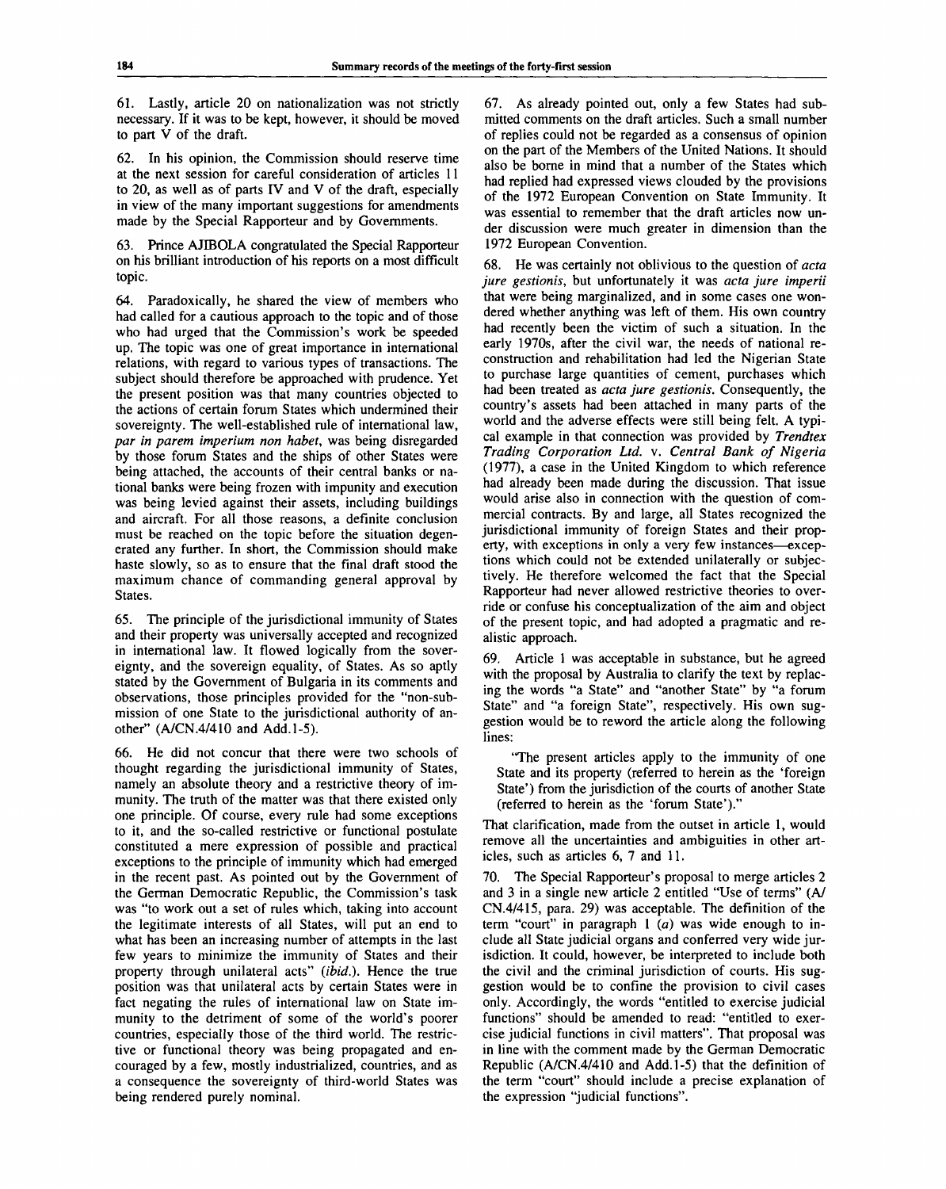61. Lastly, article 20 on nationalization was not strictly necessary. If it was to be kept, however, it should be moved to part V of the draft.

62. In his opinion, the Commission should reserve time at the next session for careful consideration of articles 11 to 20, as well as of parts IV and V of the draft, especially in view of the many important suggestions for amendments made by the Special Rapporteur and by Governments.

63. Prince AJIBOLA congratulated the Special Rapporteur on his brilliant introduction of his reports on a most difficult topic.

64. Paradoxically, he shared the view of members who had called for a cautious approach to the topic and of those who had urged that the Commission's work be speeded up. The topic was one of great importance in international relations, with regard to various types of transactions. The subject should therefore be approached with prudence. Yet the present position was that many countries objected to the actions of certain forum States which undermined their sovereignty. The well-established rule of international law, *par in parem imperium non habet*, was being disregarded by those forum States and the ships of other States were being attached, the accounts of their central banks or national banks were being frozen with impunity and execution was being levied against their assets, including buildings and aircraft. For all those reasons, a definite conclusion must be reached on the topic before the situation degenerated any further. In short, the Commission should make haste slowly, so as to ensure that the final draft stood the maximum chance of commanding general approval by States.

65. The principle of the jurisdictional immunity of States and their property was universally accepted and recognized in international law. It flowed logically from the sovereignty, and the sovereign equality, of States. As so aptly stated by the Government of Bulgaria in its comments and observations, those principles provided for the "non-submission of one State to the jurisdictional authority of another" (A/CN.4/410 and Add.1-5).

66. He did not concur that there were two schools of thought regarding the jurisdictional immunity of States, namely an absolute theory and a restrictive theory of immunity. The truth of the matter was that there existed only one principle. Of course, every rule had some exceptions to it, and the so-called restrictive or functional postulate constituted a mere expression of possible and practical exceptions to the principle of immunity which had emerged in the recent past. As pointed out by the Government of the German Democratic Republic, the Commission's task was "to work out a set of rules which, taking into account the legitimate interests of all States, will put an end to what has been an increasing number of attempts in the last few years to minimize the immunity of States and their property through unilateral acts" (*ibid.*). Hence the true position was that unilateral acts by certain States were in fact negating the rules of international law on State immunity to the detriment of some of the world's poorer countries, especially those of the third world. The restrictive or functional theory was being propagated and encouraged by a few, mostly industrialized, countries, and as a consequence the sovereignty of third-world States was being rendered purely nominal.

67. As already pointed out, only a few States had submitted comments on the draft articles. Such a small number of replies could not be regarded as a consensus of opinion on the part of the Members of the United Nations. It should also be borne in mind that a number of the States which had replied had expressed views clouded by the provisions of the 1972 European Convention on State Immunity. It was essential to remember that the draft articles now under discussion were much greater in dimension than the 1972 European Convention.

68. He was certainly not oblivious to the question of *acta jure gestionis*, but unfortunately it was *acta jure imperii* that were being marginalized, and in some cases one wondered whether anything was left of them. His own country had recently been the victim of such a situation. In the early 1970s, after the civil war, the needs of national reconstruction and rehabilitation had led the Nigerian State to purchase large quantities of cement, purchases which had been treated as *acta jure gestionis*. Consequently, the country's assets had been attached in many parts of the world and the adverse effects were still being felt. A typical example in that connection was provided by *Trendtex Trading Corporation Ltd.* v. *Central Bank of Nigeria* (1977), a case in the United Kingdom to which reference had already been made during the discussion. That issue would arise also in connection with the question of commercial contracts. By and large, all States recognized the jurisdictional immunity of foreign States and their property, with exceptions in only a very few instances—exceptions which could not be extended unilaterally or subjectively. He therefore welcomed the fact that the Special Rapporteur had never allowed restrictive theories to override or confuse his conceptualization of the aim and object of the present topic, and had adopted a pragmatic and realistic approach.

69. Article 1 was acceptable in substance, but he agreed with the proposal by Australia to clarify the text by replacing the words "a State" and "another State" by "a forum State" and "a foreign State", respectively. His own suggestion would be to reword the article along the following lines:

> "The present articles apply to the immunity of one State and its property (referred to herein as the 'foreign State') from the jurisdiction of the courts of another State (referred to herein as the 'forum State')."

That clarification, made from the outset in article 1, would remove all the uncertainties and ambiguities in other articles, such as articles 6, 7 and 11.

70. The Special Rapporteur's proposal to merge articles 2 and 3 in a single new article 2 entitled "Use of terms" (A/CN.4/415, para. 29) was acceptable. The definition of the term "court" in paragraph 1 (*a*) was wide enough to include all State judicial organs and conferred very wide jurisdiction. It could, however, be interpreted to include both the civil and the criminal jurisdiction of courts. His suggestion would be to confine the provision to civil cases only. Accordingly, the words "entitled to exercise judicial functions" should be amended to read: "entitled to exercise judicial functions in civil matters". That proposal was in line with the comment made by the German Democratic Republic (A/CN.4/410 and Add.1-5) that the definition of the term "court" should include a precise explanation of the expression "judicial functions".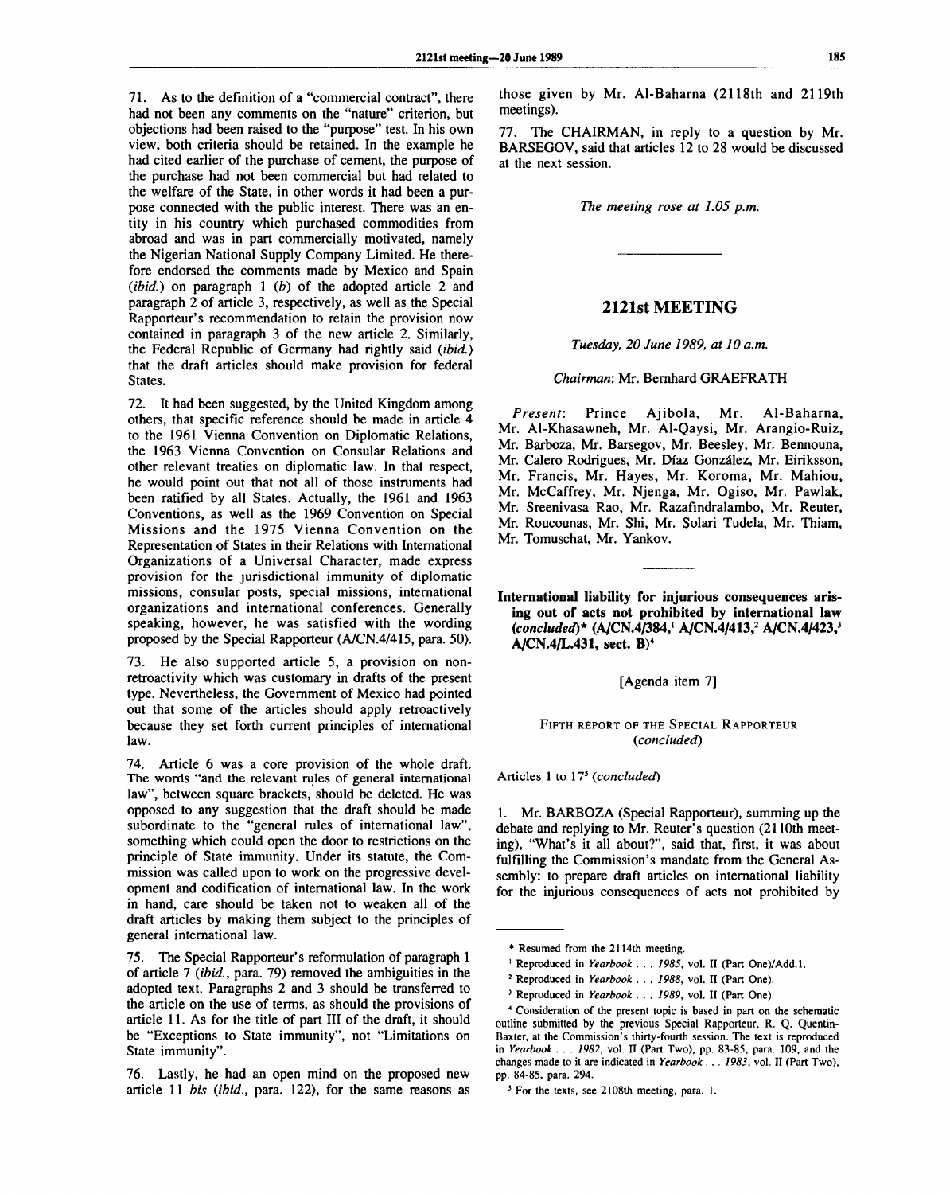71. As to the definition of a "commercial contract", there had not been any comments on the "nature" criterion, but objections had been raised to the "purpose" test. In his own view, both criteria should be retained. In the example he had cited earlier of the purchase of cement, the purpose of the purchase had not been commercial but had related to the welfare of the State, in other words it had been a purpose connected with the public interest. There was an entity in his country which purchased commodities from abroad and was in part commercially motivated, namely the Nigerian National Supply Company Limited. He therefore endorsed the comments made by Mexico and Spain (*ibid.*) on paragraph 1 (*b*) of the adopted article 2 and paragraph 2 of article 3, respectively, as well as the Special Rapporteur's recommendation to retain the provision now contained in paragraph 3 of the new article 2. Similarly, the Federal Republic of Germany had rightly said (*ibid.*) that the draft articles should make provision for federal States.

72. It had been suggested, by the United Kingdom among others, that specific reference should be made in article 4 to the 1961 Vienna Convention on Diplomatic Relations, the 1963 Vienna Convention on Consular Relations and other relevant treaties on diplomatic law. In that respect, he would point out that not all of those instruments had been ratified by all States. Actually, the 1961 and 1963 Conventions, as well as the 1969 Convention on Special Missions and the 1975 Vienna Convention on the Representation of States in their Relations with International Organizations of a Universal Character, made express provision for the jurisdictional immunity of diplomatic missions, consular posts, special missions, international organizations and international conferences. Generally speaking, however, he was satisfied with the wording proposed by the Special Rapporteur (A/CN.4/415, para. 50).

73. He also supported article 5, a provision on non-retroactivity which was customary in drafts of the present type. Nevertheless, the Government of Mexico had pointed out that some of the articles should apply retroactively because they set forth current principles of international law.

74. Article 6 was a core provision of the whole draft. The words "and the relevant rules of general international law", between square brackets, should be deleted. He was opposed to any suggestion that the draft should be made subordinate to the "general rules of international law", something which could open the door to restrictions on the principle of State immunity. Under its statute, the Commission was called upon to work on the progressive development and codification of international law. In the work in hand, care should be taken not to weaken all of the draft articles by making them subject to the principles of general international law.

75. The Special Rapporteur's reformulation of paragraph 1 of article 7 (*ibid.*, para. 79) removed the ambiguities in the adopted text. Paragraphs 2 and 3 should be transferred to the article on the use of terms, as should the provisions of article 11. As for the title of part III of the draft, it should be "Exceptions to State immunity", not "Limitations on State immunity".

76. Lastly, he had an open mind on the proposed new article 11 *bis* (*ibid.*, para. 122), for the same reasons as those given by Mr. Al-Baharna (2118th and 2119th meetings).

77. The CHAIRMAN, in reply to a question by Mr. BARSEGOV, said that articles 12 to 28 would be discussed at the next session.

*The meeting rose at 1.05 p.m.*

---

## 2121st MEETING

*Tuesday, 20 June 1989, at 10 a.m.*

*Chairman*: Mr. Bernhard GRAEFRATH

*Present*: Prince Ajibola, Mr. Al-Baharna, Mr. Al-Khasawneh, Mr. Al-Qaysi, Mr. Arangio-Ruiz, Mr. Barboza, Mr. Barsegov, Mr. Beesley, Mr. Bennouna, Mr. Calero Rodrigues, Mr. Díaz González, Mr. Eiriksson, Mr. Francis, Mr. Hayes, Mr. Koroma, Mr. Mahiou, Mr. McCaffrey, Mr. Njenga, Mr. Ogiso, Mr. Pawlak, Mr. Sreenivasa Rao, Mr. Razafindralambo, Mr. Reuter, Mr. Roucounas, Mr. Shi, Mr. Solari Tudela, Mr. Thiam, Mr. Tomuschat, Mr. Yankov.

---

### International liability for injurious consequences arising out of acts not prohibited by international law (*concluded*)* (A/CN.4/384,[1] A/CN.4/413,[2] A/CN.4/423,[3] A/CN.4/L.431, sect. B)[4]

[Agenda item 7]

#### FIFTH REPORT OF THE SPECIAL RAPPORTEUR (*concluded*)

Articles 1 to 17[5] (*concluded*)

1. Mr. BARBOZA (Special Rapporteur), summing up the debate and replying to Mr. Reuter's question (2110th meeting), "What's it all about?", said that, first, it was about fulfilling the Commission's mandate from the General Assembly: to prepare draft articles on international liability for the injurious consequences of acts not prohibited by

---

\* Resumed from the 2114th meeting.

[1] Reproduced in *Yearbook . . . 1985*, vol. II (Part One)/Add.1.

[2] Reproduced in *Yearbook . . . 1988*, vol. II (Part One).

[3] Reproduced in *Yearbook . . . 1989*, vol. II (Part One).

[4] Consideration of the present topic is based in part on the schematic outline submitted by the previous Special Rapporteur, R. Q. Quentin-Baxter, at the Commission's thirty-fourth session. The text is reproduced in *Yearbook . . . 1982*, vol. II (Part Two), pp. 83-85, para. 109, and the changes made to it are indicated in *Yearbook . . . 1983*, vol. II (Part Two), pp. 84-85, para. 294.

[5] For the texts, see 2108th meeting, para. 1.